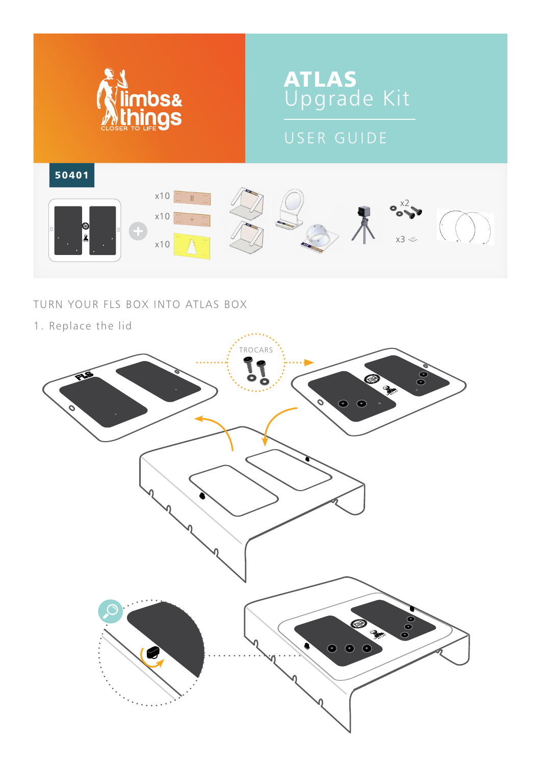limbs& things
CLOSER TO LIFE

# ATLAS Upgrade Kit

## USER GUIDE

**50401**

x10

x10

x10

x2

x3

TURN YOUR FLS BOX INTO ATLAS BOX

1. Replace the lid

TROCARS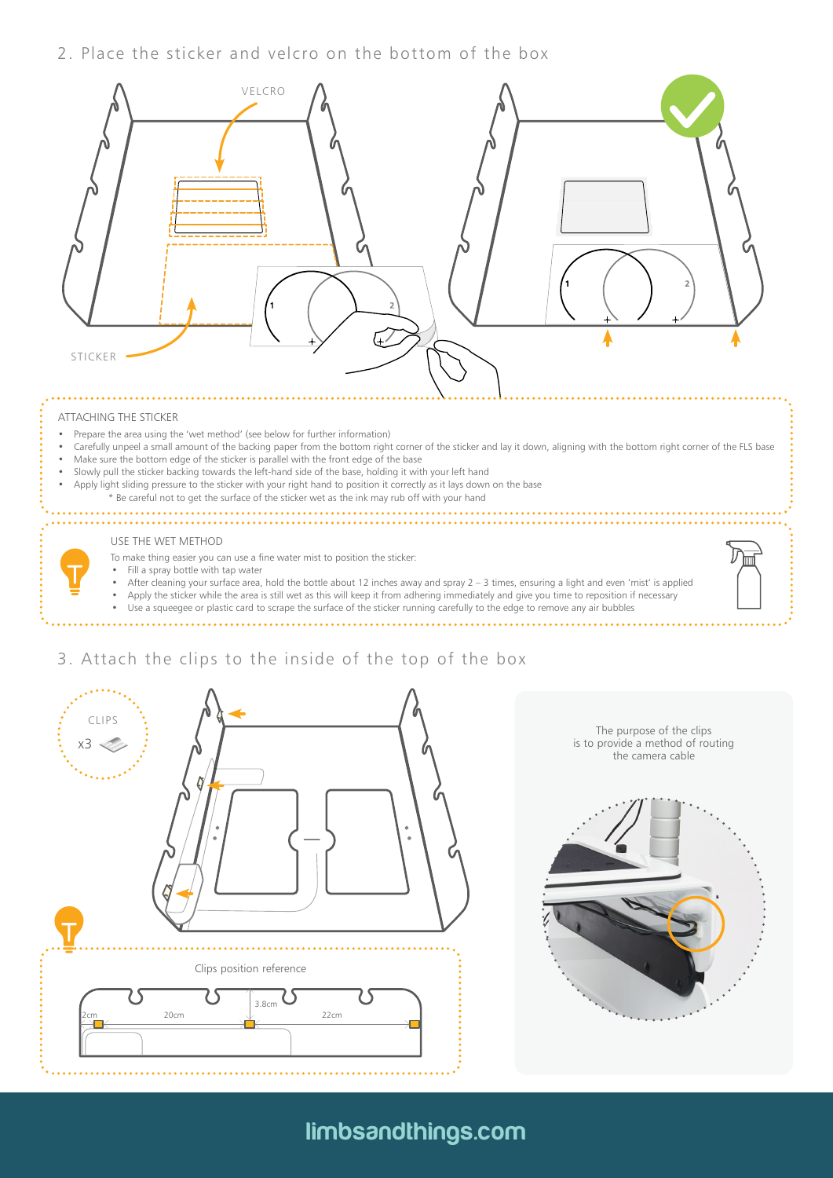## 2. Place the sticker and velcro on the bottom of the box

VELCRO

STICKER

ATTACHING THE STICKER

- Prepare the area using the 'wet method' (see below for further information)
- Carefully unpeel a small amount of the backing paper from the bottom right corner of the sticker and lay it down, aligning with the bottom right corner of the FLS base
- Make sure the bottom edge of the sticker is parallel with the front edge of the base
- Slowly pull the sticker backing towards the left-hand side of the base, holding it with your left hand
- Apply light sliding pressure to the sticker with your right hand to position it correctly as it lays down on the base

  * Be careful not to get the surface of the sticker wet as the ink may rub off with your hand

USE THE WET METHOD

To make thing easier you can use a fine water mist to position the sticker:

- Fill a spray bottle with tap water
- After cleaning your surface area, hold the bottle about 12 inches away and spray 2 – 3 times, ensuring a light and even 'mist' is applied
- Apply the sticker while the area is still wet as this will keep it from adhering immediately and give you time to reposition if necessary
- Use a squeegee or plastic card to scrape the surface of the sticker running carefully to the edge to remove any air bubbles

## 3. Attach the clips to the inside of the top of the box

CLIPS

x3

Clips position reference

3.8cm

2cm

20cm

22cm

The purpose of the clips is to provide a method of routing the camera cable

limbsandthings.com